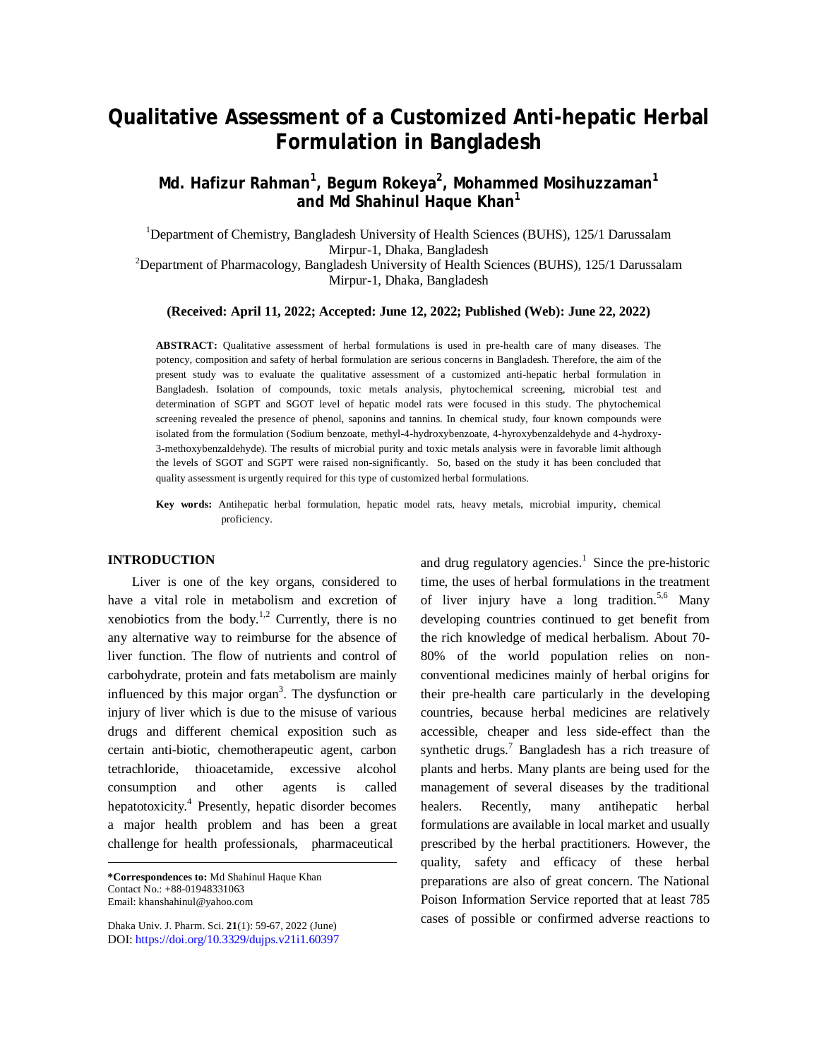# Qualitative Assessment of a Customized Anti-hepatic Herbal Formulation in Bangladesh

**Md. Hafizur Rahman[1], Begum Rokeya[2], Mohammed Mosihuzzaman[1] and Md Shahinul Haque Khan[1]**

[1]Department of Chemistry, Bangladesh University of Health Sciences (BUHS), 125/1 Darussalam Mirpur-1, Dhaka, Bangladesh

[2]Department of Pharmacology, Bangladesh University of Health Sciences (BUHS), 125/1 Darussalam Mirpur-1, Dhaka, Bangladesh

**(Received: April 11, 2022; Accepted: June 12, 2022; Published (Web): June 22, 2022)**

**ABSTRACT:** Qualitative assessment of herbal formulations is used in pre-health care of many diseases. The potency, composition and safety of herbal formulation are serious concerns in Bangladesh. Therefore, the aim of the present study was to evaluate the qualitative assessment of a customized anti-hepatic herbal formulation in Bangladesh. Isolation of compounds, toxic metals analysis, phytochemical screening, microbial test and determination of SGPT and SGOT level of hepatic model rats were focused in this study. The phytochemical screening revealed the presence of phenol, saponins and tannins. In chemical study, four known compounds were isolated from the formulation (Sodium benzoate, methyl-4-hydroxybenzoate, 4-hyroxybenzaldehyde and 4-hydroxy-3-methoxybenzaldehyde). The results of microbial purity and toxic metals analysis were in favorable limit although the levels of SGOT and SGPT were raised non-significantly. So, based on the study it has been concluded that quality assessment is urgently required for this type of customized herbal formulations.

**Key words:** Antihepatic herbal formulation, hepatic model rats, heavy metals, microbial impurity, chemical proficiency.

## INTRODUCTION

Liver is one of the key organs, considered to have a vital role in metabolism and excretion of xenobiotics from the body.[1,2] Currently, there is no any alternative way to reimburse for the absence of liver function. The flow of nutrients and control of carbohydrate, protein and fats metabolism are mainly influenced by this major organ[3]. The dysfunction or injury of liver which is due to the misuse of various drugs and different chemical exposition such as certain anti-biotic, chemotherapeutic agent, carbon tetrachloride, thioacetamide, excessive alcohol consumption and other agents is called hepatotoxicity.[4] Presently, hepatic disorder becomes a major health problem and has been a great challenge for health professionals, pharmaceutical and drug regulatory agencies.[1] Since the pre-historic time, the uses of herbal formulations in the treatment of liver injury have a long tradition.[5,6] Many developing countries continued to get benefit from the rich knowledge of medical herbalism. About 70-80% of the world population relies on non-conventional medicines mainly of herbal origins for their pre-health care particularly in the developing countries, because herbal medicines are relatively accessible, cheaper and less side-effect than the synthetic drugs.[7] Bangladesh has a rich treasure of plants and herbs. Many plants are being used for the management of several diseases by the traditional healers. Recently, many antihepatic herbal formulations are available in local market and usually prescribed by the herbal practitioners. However, the quality, safety and efficacy of these herbal preparations are also of great concern. The National Poison Information Service reported that at least 785 cases of possible or confirmed adverse reactions to

**\*Correspondences to:** Md Shahinul Haque Khan
Contact No.: +88-01948331063
Email: khanshahinul@yahoo.com

Dhaka Univ. J. Pharm. Sci. **21**(1): 59-67, 2022 (June)
DOI: https://doi.org/10.3329/dujps.v21i1.60397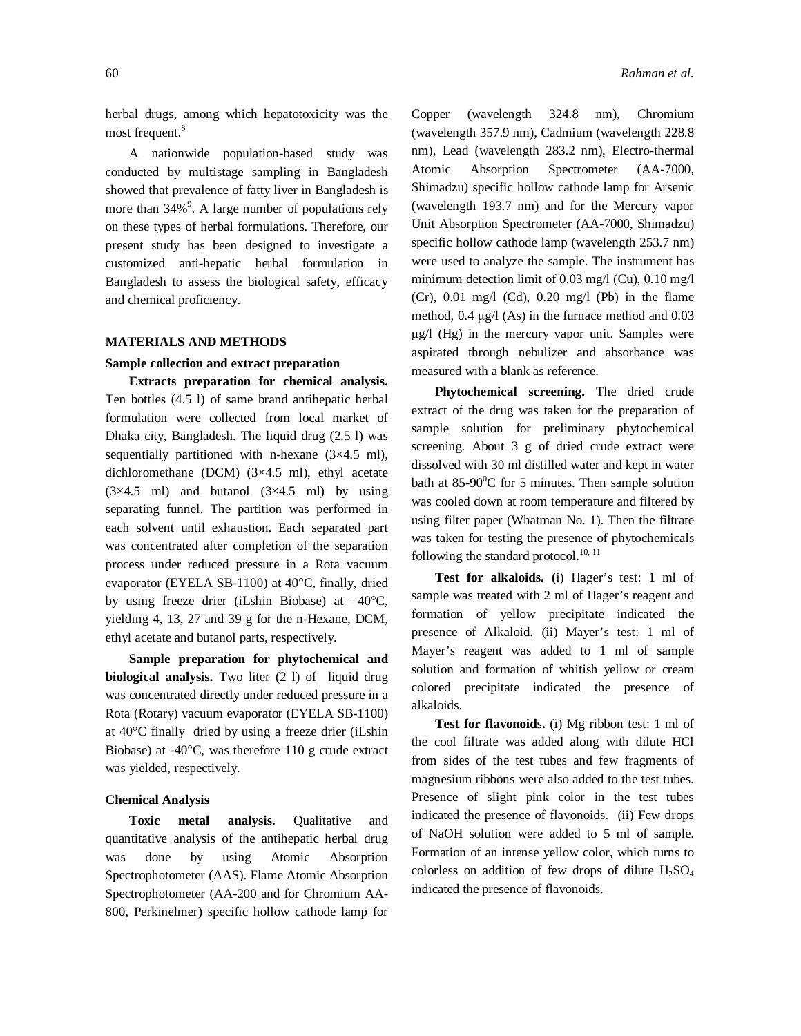herbal drugs, among which hepatotoxicity was the most frequent.[8]

A nationwide population-based study was conducted by multistage sampling in Bangladesh showed that prevalence of fatty liver in Bangladesh is more than 34%[9]. A large number of populations rely on these types of herbal formulations. Therefore, our present study has been designed to investigate a customized anti-hepatic herbal formulation in Bangladesh to assess the biological safety, efficacy and chemical proficiency.

## MATERIALS AND METHODS

### Sample collection and extract preparation

**Extracts preparation for chemical analysis.** Ten bottles (4.5 l) of same brand antihepatic herbal formulation were collected from local market of Dhaka city, Bangladesh. The liquid drug (2.5 l) was sequentially partitioned with n-hexane (3×4.5 ml), dichloromethane (DCM) (3×4.5 ml), ethyl acetate (3×4.5 ml) and butanol (3×4.5 ml) by using separating funnel. The partition was performed in each solvent until exhaustion. Each separated part was concentrated after completion of the separation process under reduced pressure in a Rota vacuum evaporator (EYELA SB-1100) at 40°C, finally, dried by using freeze drier (iLshin Biobase) at –40°C, yielding 4, 13, 27 and 39 g for the n-Hexane, DCM, ethyl acetate and butanol parts, respectively.

**Sample preparation for phytochemical and biological analysis.** Two liter (2 l) of liquid drug was concentrated directly under reduced pressure in a Rota (Rotary) vacuum evaporator (EYELA SB-1100) at 40°C finally dried by using a freeze drier (iLshin Biobase) at -40°C, was therefore 110 g crude extract was yielded, respectively.

### Chemical Analysis

**Toxic metal analysis.** Qualitative and quantitative analysis of the antihepatic herbal drug was done by using Atomic Absorption Spectrophotometer (AAS). Flame Atomic Absorption Spectrophotometer (AA-200 and for Chromium AA-800, Perkinelmer) specific hollow cathode lamp for Copper (wavelength 324.8 nm), Chromium (wavelength 357.9 nm), Cadmium (wavelength 228.8 nm), Lead (wavelength 283.2 nm), Electro-thermal Atomic Absorption Spectrometer (AA-7000, Shimadzu) specific hollow cathode lamp for Arsenic (wavelength 193.7 nm) and for the Mercury vapor Unit Absorption Spectrometer (AA-7000, Shimadzu) specific hollow cathode lamp (wavelength 253.7 nm) were used to analyze the sample. The instrument has minimum detection limit of 0.03 mg/l (Cu), 0.10 mg/l (Cr), 0.01 mg/l (Cd), 0.20 mg/l (Pb) in the flame method, 0.4 μg/l (As) in the furnace method and 0.03 μg/l (Hg) in the mercury vapor unit. Samples were aspirated through nebulizer and absorbance was measured with a blank as reference.

**Phytochemical screening.** The dried crude extract of the drug was taken for the preparation of sample solution for preliminary phytochemical screening. About 3 g of dried crude extract were dissolved with 30 ml distilled water and kept in water bath at 85-90$^0$C for 5 minutes. Then sample solution was cooled down at room temperature and filtered by using filter paper (Whatman No. 1). Then the filtrate was taken for testing the presence of phytochemicals following the standard protocol.[10, 11]

**Test for alkaloids. (**i) Hager's test: 1 ml of sample was treated with 2 ml of Hager's reagent and formation of yellow precipitate indicated the presence of Alkaloid. (ii) Mayer's test: 1 ml of Mayer's reagent was added to 1 ml of sample solution and formation of whitish yellow or cream colored precipitate indicated the presence of alkaloids.

**Test for flavonoids.** (i) Mg ribbon test: 1 ml of the cool filtrate was added along with dilute HCl from sides of the test tubes and few fragments of magnesium ribbons were also added to the test tubes. Presence of slight pink color in the test tubes indicated the presence of flavonoids. (ii) Few drops of NaOH solution were added to 5 ml of sample. Formation of an intense yellow color, which turns to colorless on addition of few drops of dilute $H_2SO_4$ indicated the presence of flavonoids.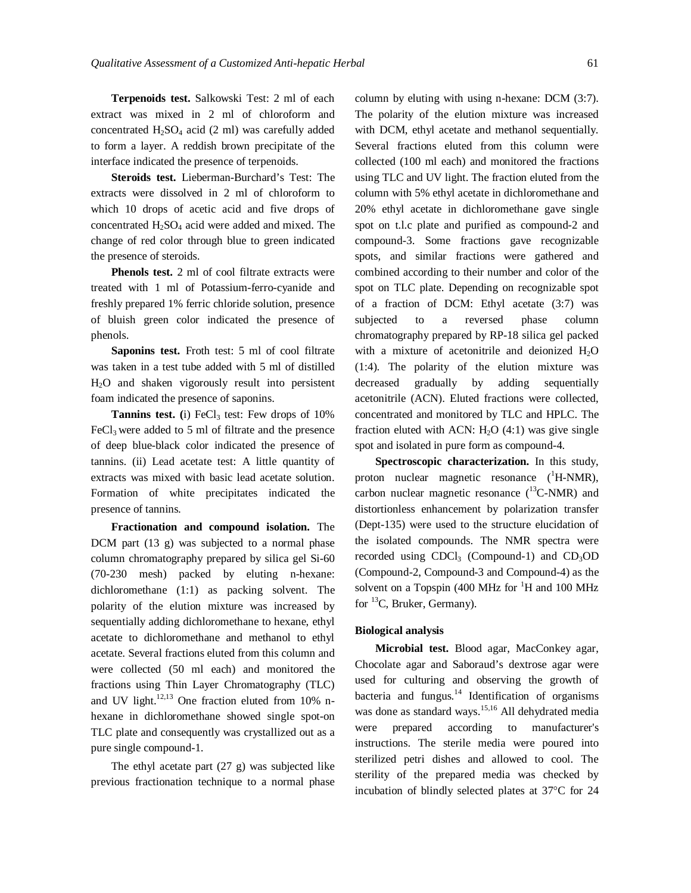**Terpenoids test.** Salkowski Test: 2 ml of each extract was mixed in 2 ml of chloroform and concentrated $H_2SO_4$ acid (2 ml) was carefully added to form a layer. A reddish brown precipitate of the interface indicated the presence of terpenoids.

**Steroids test.** Lieberman-Burchard's Test: The extracts were dissolved in 2 ml of chloroform to which 10 drops of acetic acid and five drops of concentrated $H_2SO_4$ acid were added and mixed. The change of red color through blue to green indicated the presence of steroids.

**Phenols test.** 2 ml of cool filtrate extracts were treated with 1 ml of Potassium-ferro-cyanide and freshly prepared 1% ferric chloride solution, presence of bluish green color indicated the presence of phenols.

**Saponins test.** Froth test: 5 ml of cool filtrate was taken in a test tube added with 5 ml of distilled $H_2O$ and shaken vigorously result into persistent foam indicated the presence of saponins.

**Tannins test. (**i) $FeCl_3$ test: Few drops of 10% $FeCl_3$ were added to 5 ml of filtrate and the presence of deep blue-black color indicated the presence of tannins. (ii) Lead acetate test: A little quantity of extracts was mixed with basic lead acetate solution. Formation of white precipitates indicated the presence of tannins.

**Fractionation and compound isolation.** The DCM part (13 g) was subjected to a normal phase column chromatography prepared by silica gel Si-60 (70-230 mesh) packed by eluting n-hexane: dichloromethane (1:1) as packing solvent. The polarity of the elution mixture was increased by sequentially adding dichloromethane to hexane, ethyl acetate to dichloromethane and methanol to ethyl acetate. Several fractions eluted from this column and were collected (50 ml each) and monitored the fractions using Thin Layer Chromatography (TLC) and UV light.[12,13] One fraction eluted from 10% n-hexane in dichloromethane showed single spot-on TLC plate and consequently was crystallized out as a pure single compound-1.

The ethyl acetate part (27 g) was subjected like previous fractionation technique to a normal phase column by eluting with using n-hexane: DCM (3:7). The polarity of the elution mixture was increased with DCM, ethyl acetate and methanol sequentially. Several fractions eluted from this column were collected (100 ml each) and monitored the fractions using TLC and UV light. The fraction eluted from the column with 5% ethyl acetate in dichloromethane and 20% ethyl acetate in dichloromethane gave single spot on t.l.c plate and purified as compound-2 and compound-3. Some fractions gave recognizable spots, and similar fractions were gathered and combined according to their number and color of the spot on TLC plate. Depending on recognizable spot of a fraction of DCM: Ethyl acetate (3:7) was subjected to a reversed phase column chromatography prepared by RP-18 silica gel packed with a mixture of acetonitrile and deionized $H_2O$ (1:4). The polarity of the elution mixture was decreased gradually by adding sequentially acetonitrile (ACN). Eluted fractions were collected, concentrated and monitored by TLC and HPLC. The fraction eluted with ACN: $H_2O$ (4:1) was give single spot and isolated in pure form as compound-4.

**Spectroscopic characterization.** In this study, proton nuclear magnetic resonance ($^1$H-NMR), carbon nuclear magnetic resonance ($^{13}$C-NMR) and distortionless enhancement by polarization transfer (Dept-135) were used to the structure elucidation of the isolated compounds. The NMR spectra were recorded using $CDCl_3$ (Compound-1) and $CD_3OD$ (Compound-2, Compound-3 and Compound-4) as the solvent on a Topspin (400 MHz for $^1$H and 100 MHz for $^{13}$C, Bruker, Germany).

### Biological analysis

**Microbial test.** Blood agar, MacConkey agar, Chocolate agar and Saboraud's dextrose agar were used for culturing and observing the growth of bacteria and fungus.[14] Identification of organisms was done as standard ways.[15,16] All dehydrated media were prepared according to manufacturer's instructions. The sterile media were poured into sterilized petri dishes and allowed to cool. The sterility of the prepared media was checked by incubation of blindly selected plates at 37°C for 24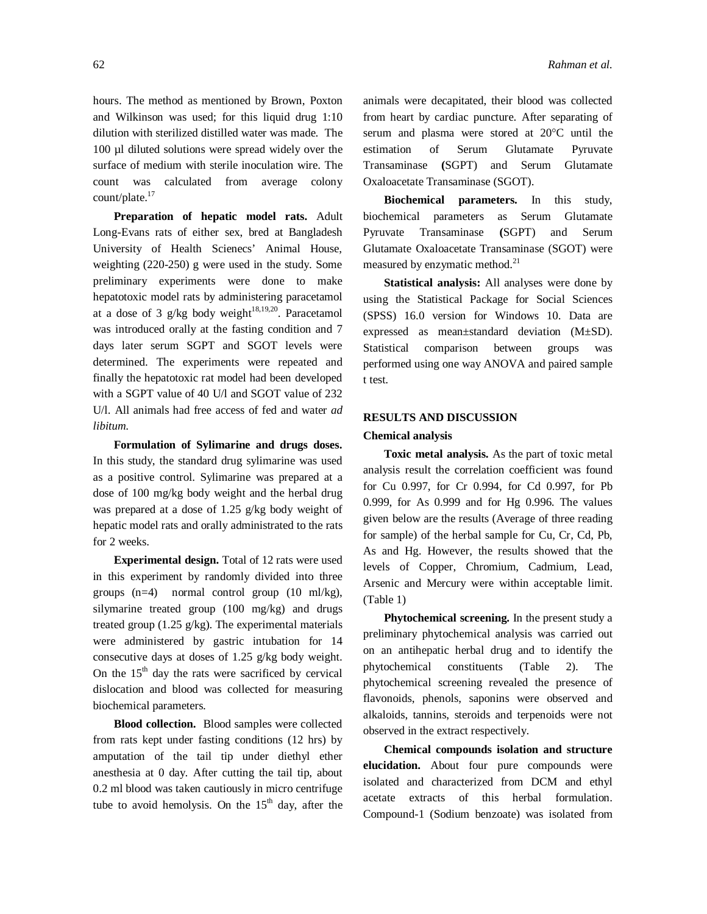hours. The method as mentioned by Brown, Poxton and Wilkinson was used; for this liquid drug 1:10 dilution with sterilized distilled water was made. The 100 µl diluted solutions were spread widely over the surface of medium with sterile inoculation wire. The count was calculated from average colony count/plate.[17]

**Preparation of hepatic model rats.** Adult Long-Evans rats of either sex, bred at Bangladesh University of Health Scienecs' Animal House, weighting (220-250) g were used in the study. Some preliminary experiments were done to make hepatotoxic model rats by administering paracetamol at a dose of 3 g/kg body weight[18,19,20]. Paracetamol was introduced orally at the fasting condition and 7 days later serum SGPT and SGOT levels were determined. The experiments were repeated and finally the hepatotoxic rat model had been developed with a SGPT value of 40 U/l and SGOT value of 232 U/l. All animals had free access of fed and water *ad libitum.*

**Formulation of Sylimarine and drugs doses.** In this study, the standard drug sylimarine was used as a positive control. Sylimarine was prepared at a dose of 100 mg/kg body weight and the herbal drug was prepared at a dose of 1.25 g/kg body weight of hepatic model rats and orally administrated to the rats for 2 weeks.

**Experimental design.** Total of 12 rats were used in this experiment by randomly divided into three groups (n=4) normal control group (10 ml/kg), silymarine treated group (100 mg/kg) and drugs treated group (1.25 g/kg). The experimental materials were administered by gastric intubation for 14 consecutive days at doses of 1.25 g/kg body weight. On the 15th day the rats were sacrificed by cervical dislocation and blood was collected for measuring biochemical parameters.

**Blood collection.** Blood samples were collected from rats kept under fasting conditions (12 hrs) by amputation of the tail tip under diethyl ether anesthesia at 0 day. After cutting the tail tip, about 0.2 ml blood was taken cautiously in micro centrifuge tube to avoid hemolysis. On the 15th day, after the animals were decapitated, their blood was collected from heart by cardiac puncture. After separating of serum and plasma were stored at 20°C until the estimation of Serum Glutamate Pyruvate Transaminase (SGPT) and Serum Glutamate Oxaloacetate Transaminase (SGOT).

**Biochemical parameters.** In this study, biochemical parameters as Serum Glutamate Pyruvate Transaminase (SGPT) and Serum Glutamate Oxaloacetate Transaminase (SGOT) were measured by enzymatic method.[21]

**Statistical analysis:** All analyses were done by using the Statistical Package for Social Sciences (SPSS) 16.0 version for Windows 10. Data are expressed as mean±standard deviation (M±SD). Statistical comparison between groups was performed using one way ANOVA and paired sample t test.

## RESULTS AND DISCUSSION

### Chemical analysis

**Toxic metal analysis.** As the part of toxic metal analysis result the correlation coefficient was found for Cu 0.997, for Cr 0.994, for Cd 0.997, for Pb 0.999, for As 0.999 and for Hg 0.996. The values given below are the results (Average of three reading for sample) of the herbal sample for Cu, Cr, Cd, Pb, As and Hg. However, the results showed that the levels of Copper, Chromium, Cadmium, Lead, Arsenic and Mercury were within acceptable limit. (Table 1)

**Phytochemical screening.** In the present study a preliminary phytochemical analysis was carried out on an antihepatic herbal drug and to identify the phytochemical constituents (Table 2). The phytochemical screening revealed the presence of flavonoids, phenols, saponins were observed and alkaloids, tannins, steroids and terpenoids were not observed in the extract respectively.

**Chemical compounds isolation and structure elucidation.** About four pure compounds were isolated and characterized from DCM and ethyl acetate extracts of this herbal formulation. Compound-1 (Sodium benzoate) was isolated from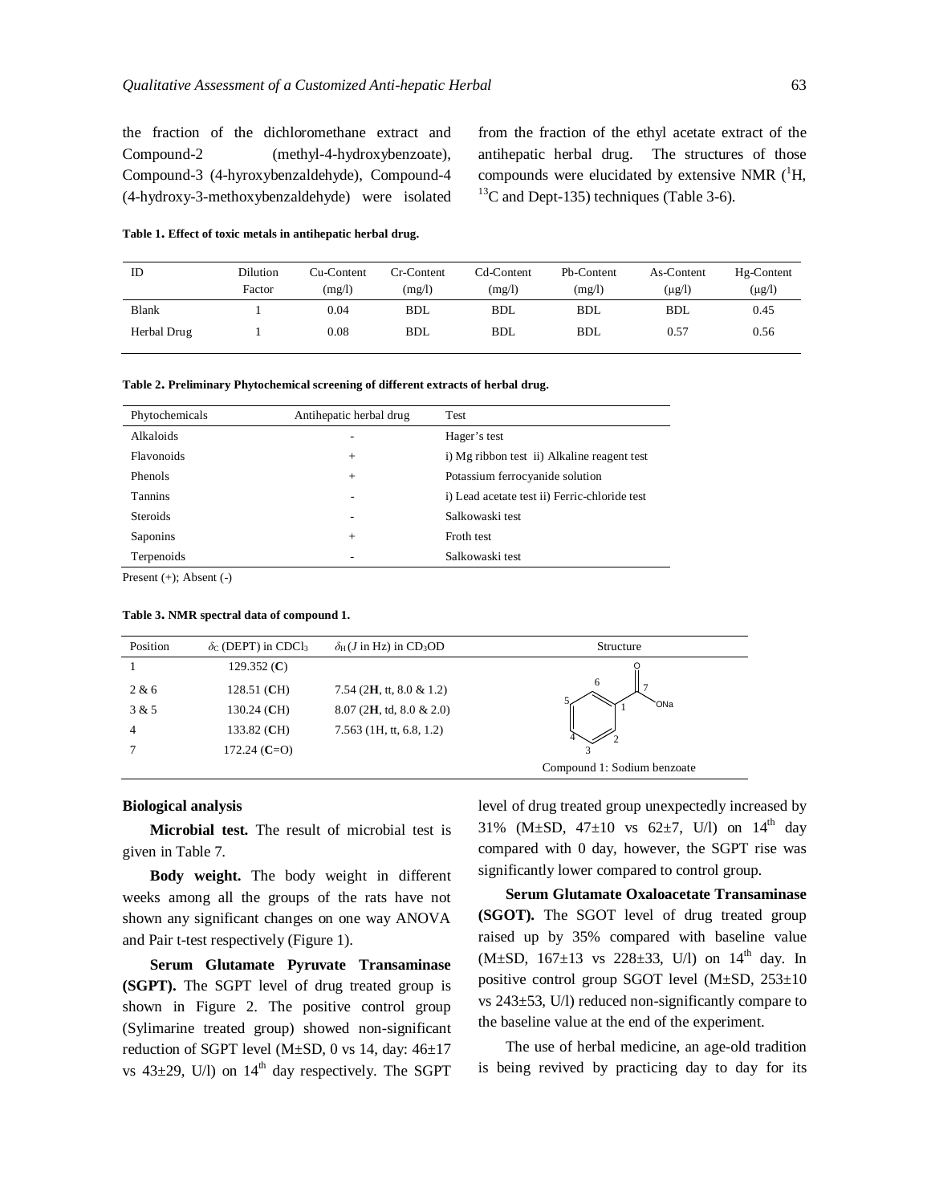the fraction of the dichloromethane extract and Compound-2 (methyl-4-hydroxybenzoate), Compound-3 (4-hyroxybenzaldehyde), Compound-4 (4-hydroxy-3-methoxybenzaldehyde) were isolated from the fraction of the ethyl acetate extract of the antihepatic herbal drug. The structures of those compounds were elucidated by extensive NMR ($^{1}$H, $^{13}$C and Dept-135) techniques (Table 3-6).

**Table 1. Effect of toxic metals in antihepatic herbal drug.**

| ID | Dilution Factor | Cu-Content (mg/l) | Cr-Content (mg/l) | Cd-Content (mg/l) | Pb-Content (mg/l) | As-Content (μg/l) | Hg-Content (μg/l) |
|---|---|---|---|---|---|---|---|
| Blank | 1 | 0.04 | BDL | BDL | BDL | BDL | 0.45 |
| Herbal Drug | 1 | 0.08 | BDL | BDL | BDL | 0.57 | 0.56 |

**Table 2. Preliminary Phytochemical screening of different extracts of herbal drug.**

| Phytochemicals | Antihepatic herbal drug | Test |
|---|---|---|
| Alkaloids | - | Hager's test |
| Flavonoids | + | i) Mg ribbon test ii) Alkaline reagent test |
| Phenols | + | Potassium ferrocyanide solution |
| Tannins | - | i) Lead acetate test ii) Ferric-chloride test |
| Steroids | - | Salkowaski test |
| Saponins | + | Froth test |
| Terpenoids | - | Salkowaski test |

Present (+); Absent (-)

**Table 3. NMR spectral data of compound 1.**

| Position | $\delta_C$ (DEPT) in $CDCl_3$ | $\delta_H$ ($J$ in Hz) in $CD_3OD$ | Structure |
|---|---|---|---|
| 1 | 129.352 (**C**) | | |
| 2 & 6 | 128.51 (**C**H) | 7.54 (2**H**, tt, 8.0 & 1.2) | |
| 3 & 5 | 130.24 (**C**H) | 8.07 (2**H**, td, 8.0 & 2.0) | |
| 4 | 133.82 (**C**H) | 7.563 (1H, tt, 6.8, 1.2) | |
| 7 | 172.24 (**C**=O) | | Compound 1: Sodium benzoate |

**Biological analysis**

**Microbial test.** The result of microbial test is given in Table 7.

**Body weight.** The body weight in different weeks among all the groups of the rats have not shown any significant changes on one way ANOVA and Pair t-test respectively (Figure 1).

**Serum Glutamate Pyruvate Transaminase (SGPT).** The SGPT level of drug treated group is shown in Figure 2. The positive control group (Sylimarine treated group) showed non-significant reduction of SGPT level (M±SD, 0 vs 14, day: 46±17 vs 43±29, U/l) on 14$^{th}$ day respectively. The SGPT level of drug treated group unexpectedly increased by 31% (M±SD, 47±10 vs 62±7, U/l) on 14$^{th}$ day compared with 0 day, however, the SGPT rise was significantly lower compared to control group.

**Serum Glutamate Oxaloacetate Transaminase (SGOT).** The SGOT level of drug treated group raised up by 35% compared with baseline value (M±SD, 167±13 vs 228±33, U/l) on 14$^{th}$ day. In positive control group SGOT level (M±SD, 253±10 vs 243±53, U/l) reduced non-significantly compare to the baseline value at the end of the experiment.

The use of herbal medicine, an age-old tradition is being revived by practicing day to day for its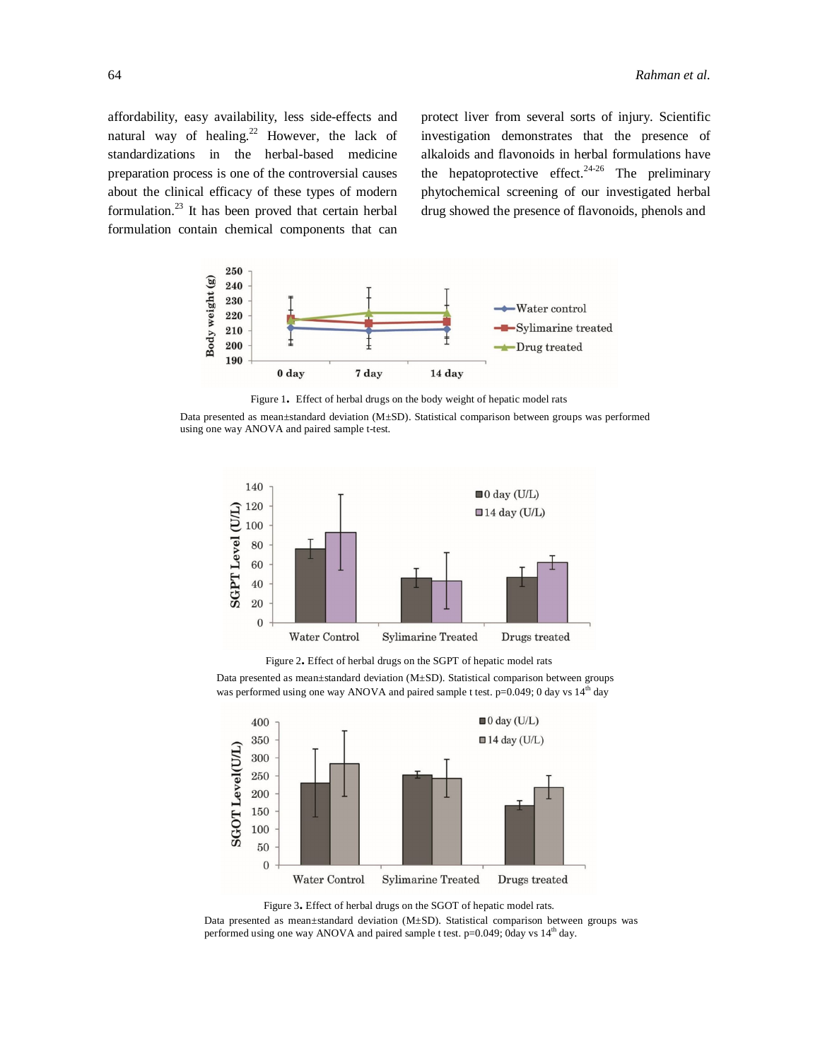affordability, easy availability, less side-effects and natural way of healing.[22] However, the lack of standardizations in the herbal-based medicine preparation process is one of the controversial causes about the clinical efficacy of these types of modern formulation.[23] It has been proved that certain herbal formulation contain chemical components that can protect liver from several sorts of injury. Scientific investigation demonstrates that the presence of alkaloids and flavonoids in herbal formulations have the hepatoprotective effect.[24-26] The preliminary phytochemical screening of our investigated herbal drug showed the presence of flavonoids, phenols and

Figure 1. Effect of herbal drugs on the body weight of hepatic model rats

Data presented as mean±standard deviation (M±SD). Statistical comparison between groups was performed using one way ANOVA and paired sample t-test.

Figure 2. Effect of herbal drugs on the SGPT of hepatic model rats

Data presented as mean±standard deviation (M±SD). Statistical comparison between groups was performed using one way ANOVA and paired sample t test. p=0.049; 0 day vs 14th day

Figure 3. Effect of herbal drugs on the SGOT of hepatic model rats.

Data presented as mean±standard deviation (M±SD). Statistical comparison between groups was performed using one way ANOVA and paired sample t test. p=0.049; 0day vs 14th day.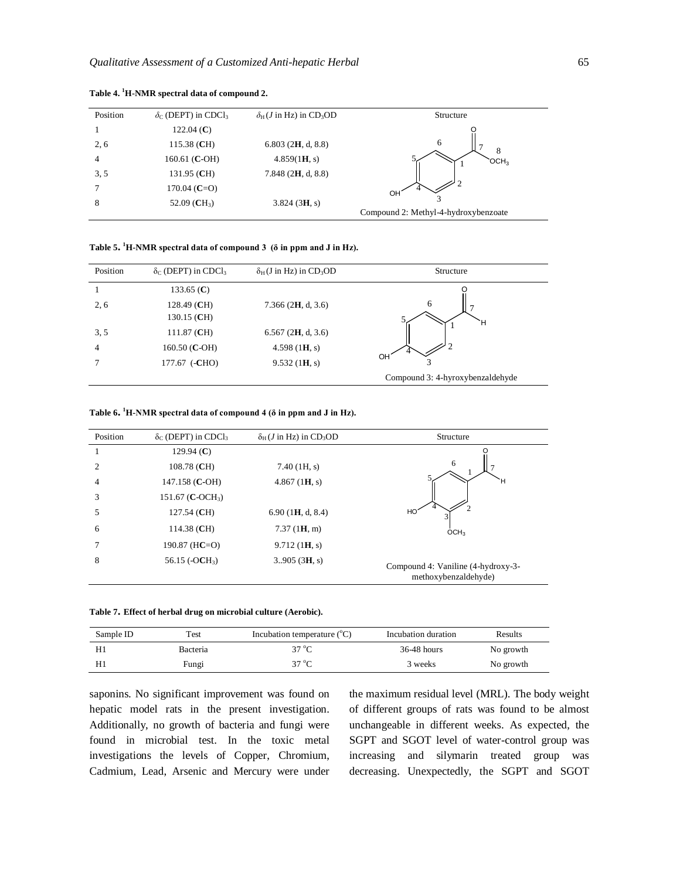**Table 4. $^1$H-NMR spectral data of compound 2.**

| Position | $\delta_C$ (DEPT) in $CDCl_3$ | $\delta_H$ ($J$ in Hz) in $CD_3OD$ | Structure |
|---|---|---|---|
| 1 | 122.04 (**C**) | | |
| 2, 6 | 115.38 (**C**H) | 6.803 (2**H**, d, 8.8) | |
| 4 | 160.61 (**C**-OH) | 4.859(1**H**, s) | |
| 3, 5 | 131.95 (**C**H) | 7.848 (2**H**, d, 8.8) | |
| 7 | 170.04 (**C**=O) | | |
| 8 | 52.09 (**C**$H_3$) | 3.824 (3**H**, s) | Compound 2: Methyl-4-hydroxybenzoate |

**Table 5. $^1$H-NMR spectral data of compound 3 (δ in ppm and J in Hz).**

| Position | $\delta_C$ (DEPT) in $CDCl_3$ | $\delta_H$ ($J$ in Hz) in $CD_3OD$ | Structure |
|---|---|---|---|
| 1 | 133.65 (**C**) | | |
| 2, 6 | 128.49 (**C**H) 130.15 (**C**H) | 7.366 (2**H**, d, 3.6) | |
| 3, 5 | 111.87 (**C**H) | 6.567 (2**H**, d, 3.6) | |
| 4 | 160.50 (**C**-OH) | 4.598 (1**H**, s) | |
| 7 | 177.67 (-**C**HO) | 9.532 (1**H**, s) | |
| | | | Compound 3: 4-hyroxybenzaldehyde |

**Table 6. $^1$H-NMR spectral data of compound 4 (δ in ppm and J in Hz).**

| Position | $\delta_C$ (DEPT) in $CDCl_3$ | $\delta_H$ ($J$ in Hz) in $CD_3OD$ | Structure |
|---|---|---|---|
| 1 | 129.94 (**C**) | | |
| 2 | 108.78 (**C**H) | 7.40 (1H, s) | |
| 4 | 147.158 (**C**-OH) | 4.867 (1**H**, s) | |
| 3 | 151.67 (**C**-$OCH_3$) | | |
| 5 | 127.54 (**C**H) | 6.90 (1**H**, d, 8.4) | |
| 6 | 114.38 (**C**H) | 7.37 (1**H**, m) | |
| 7 | 190.87 (H**C**=O) | 9.712 (1**H**, s) | |
| 8 | 56.15 (-O**C**$H_3$) | 3..905 (3**H**, s) | Compound 4: Vaniline (4-hydroxy-3-methoxybenzaldehyde) |

**Table 7. Effect of herbal drug on microbial culture (Aerobic).**

| Sample ID | Test | Incubation temperature (°C) | Incubation duration | Results |
|---|---|---|---|---|
| H1 | Bacteria | 37 °C | 36-48 hours | No growth |
| H1 | Fungi | 37 °C | 3 weeks | No growth |

saponins. No significant improvement was found on hepatic model rats in the present investigation. Additionally, no growth of bacteria and fungi were found in microbial test. In the toxic metal investigations the levels of Copper, Chromium, Cadmium, Lead, Arsenic and Mercury were under the maximum residual level (MRL). The body weight of different groups of rats was found to be almost unchangeable in different weeks. As expected, the SGPT and SGOT level of water-control group was increasing and silymarin treated group was decreasing. Unexpectedly, the SGPT and SGOT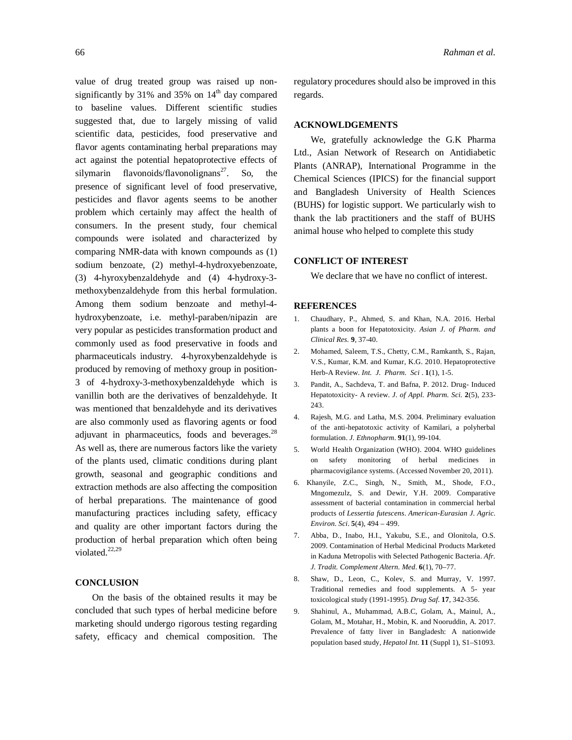value of drug treated group was raised up non-significantly by 31% and 35% on 14th day compared to baseline values. Different scientific studies suggested that, due to largely missing of valid scientific data, pesticides, food preservative and flavor agents contaminating herbal preparations may act against the potential hepatoprotective effects of silymarin flavonoids/flavonolignans[27]. So, the presence of significant level of food preservative, pesticides and flavor agents seems to be another problem which certainly may affect the health of consumers. In the present study, four chemical compounds were isolated and characterized by comparing NMR-data with known compounds as (1) sodium benzoate, (2) methyl-4-hydroxyebenzoate, (3) 4-hyroxybenzaldehyde and (4) 4-hydroxy-3-methoxybenzaldehyde from this herbal formulation. Among them sodium benzoate and methyl-4-hydroxybenzoate, i.e. methyl-paraben/nipazin are very popular as pesticides transformation product and commonly used as food preservative in foods and pharmaceuticals industry. 4-hyroxybenzaldehyde is produced by removing of methoxy group in position-3 of 4-hydroxy-3-methoxybenzaldehyde which is vanillin both are the derivatives of benzaldehyde. It was mentioned that benzaldehyde and its derivatives are also commonly used as flavoring agents or food adjuvant in pharmaceutics, foods and beverages.[28] As well as, there are numerous factors like the variety of the plants used, climatic conditions during plant growth, seasonal and geographic conditions and extraction methods are also affecting the composition of herbal preparations. The maintenance of good manufacturing practices including safety, efficacy and quality are other important factors during the production of herbal preparation which often being violated.[22,29]

## CONCLUSION

On the basis of the obtained results it may be concluded that such types of herbal medicine before marketing should undergo rigorous testing regarding safety, efficacy and chemical composition. The regulatory procedures should also be improved in this regards.

## ACKNOWLDGEMENTS

We, gratefully acknowledge the G.K Pharma Ltd., Asian Network of Research on Antidiabetic Plants (ANRAP), International Programme in the Chemical Sciences (IPICS) for the financial support and Bangladesh University of Health Sciences (BUHS) for logistic support. We particularly wish to thank the lab practitioners and the staff of BUHS animal house who helped to complete this study

## CONFLICT OF INTEREST

We declare that we have no conflict of interest.

## REFERENCES

1. Chaudhary, P., Ahmed, S. and Khan, N.A. 2016. Herbal plants a boon for Hepatotoxicity. *Asian J. of Pharm. and Clinical Res.* **9**, 37-40.
2. Mohamed, Saleem, T.S., Chetty, C.M., Ramkanth, S., Rajan, V.S., Kumar, K.M. and Kumar, K.G. 2010. Hepatoprotective Herb-A Review. *Int. J. Pharm. Sci* . **1**(1), 1-5.
3. Pandit, A., Sachdeva, T. and Bafna, P. 2012. Drug- Induced Hepatotoxicity- A review. *J. of Appl. Pharm. Sci.* **2**(5), 233-243.
4. Rajesh, M.G. and Latha, M.S. 2004. Preliminary evaluation of the anti-hepatotoxic activity of Kamilari, a polyherbal formulation. *J. Ethnopharm*. **91**(1), 99-104.
5. World Health Organization (WHO). 2004. WHO guidelines on safety monitoring of herbal medicines in pharmacovigilance systems. (Accessed November 20, 2011).
6. Khanyile, Z.C., Singh, N., Smith, M., Shode, F.O., Mngomezulz, S. and Dewir, Y.H. 2009. Comparative assessment of bacterial contamination in commercial herbal products of *Lessertia futescens*. *American-Eurasian J. Agric. Environ. Sci*. **5**(4), 494 – 499.
7. Abba, D., Inabo, H.I., Yakubu, S.E., and Olonitola, O.S. 2009. Contamination of Herbal Medicinal Products Marketed in Kaduna Metropolis with Selected Pathogenic Bacteria. *Afr. J. Tradit. Complement Altern. Med*. **6**(1), 70–77.
8. Shaw, D., Leon, C., Kolev, S. and Murray, V. 1997. Traditional remedies and food supplements. A 5- year toxicological study (1991-1995). *Drug Saf.* **17**, 342-356.
9. Shahinul, A., Muhammad, A.B.C, Golam, A., Mainul, A., Golam, M., Motahar, H., Mobin, K. and Nooruddin, A. 2017. Prevalence of fatty liver in Bangladesh: A nationwide population based study, *Hepatol Int*. **11** (Suppl 1), S1–S1093.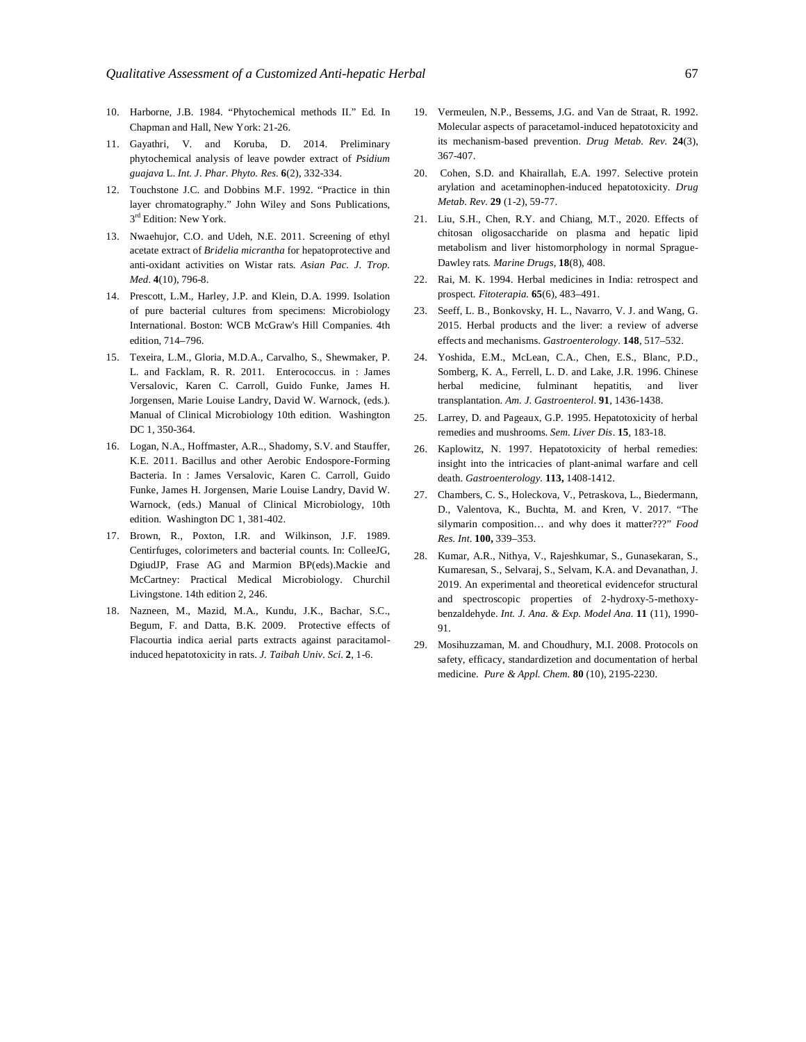10. Harborne, J.B. 1984. "Phytochemical methods II." Ed. In Chapman and Hall, New York: 21-26.

11. Gayathri, V. and Koruba, D. 2014. Preliminary phytochemical analysis of leave powder extract of *Psidium guajava* L. *Int. J. Phar. Phyto. Res.* **6**(2), 332-334.

12. Touchstone J.C. and Dobbins M.F. 1992. "Practice in thin layer chromatography." John Wiley and Sons Publications, 3rd Edition: New York.

13. Nwaehujor, C.O. and Udeh, N.E. 2011. Screening of ethyl acetate extract of *Bridelia micrantha* for hepatoprotective and anti-oxidant activities on Wistar rats. *Asian Pac. J. Trop. Med*. **4**(10), 796-8.

14. Prescott, L.M., Harley, J.P. and Klein, D.A. 1999. Isolation of pure bacterial cultures from specimens: Microbiology International. Boston: WCB McGraw's Hill Companies. 4th edition, 714–796.

15. Texeira, L.M., Gloria, M.D.A., Carvalho, S., Shewmaker, P. L. and Facklam, R. R. 2011. Enterococcus. in : James Versalovic, Karen C. Carroll, Guido Funke, James H. Jorgensen, Marie Louise Landry, David W. Warnock, (eds.). Manual of Clinical Microbiology 10th edition. Washington DC 1, 350-364.

16. Logan, N.A., Hoffmaster, A.R.., Shadomy, S.V. and Stauffer, K.E. 2011. Bacillus and other Aerobic Endospore-Forming Bacteria. In : James Versalovic, Karen C. Carroll, Guido Funke, James H. Jorgensen, Marie Louise Landry, David W. Warnock, (eds.) Manual of Clinical Microbiology, 10th edition. Washington DC 1, 381-402.

17. Brown, R., Poxton, I.R. and Wilkinson, J.F. 1989. Centirfuges, colorimeters and bacterial counts. In: ColleeJG, DgiudJP, Frase AG and Marmion BP(eds).Mackie and McCartney: Practical Medical Microbiology. Churchil Livingstone. 14th edition 2, 246.

18. Nazneen, M., Mazid, M.A., Kundu, J.K., Bachar, S.C., Begum, F. and Datta, B.K. 2009. Protective effects of Flacourtia indica aerial parts extracts against paracitamol-induced hepatotoxicity in rats. *J. Taibah Univ. Sci.* **2**, 1-6.

19. Vermeulen, N.P., Bessems, J.G. and Van de Straat, R. 1992. Molecular aspects of paracetamol-induced hepatotoxicity and its mechanism-based prevention. *Drug Metab. Rev.* **24**(3), 367-407.

20. Cohen, S.D. and Khairallah, E.A. 1997. Selective protein arylation and acetaminophen-induced hepatotoxicity. *Drug Metab. Rev.* **29** (1-2), 59-77.

21. Liu, S.H., Chen, R.Y. and Chiang, M.T., 2020. Effects of chitosan oligosaccharide on plasma and hepatic lipid metabolism and liver histomorphology in normal Sprague-Dawley rats. *Marine Drugs*, **18**(8), 408.

22. Rai, M. K. 1994. Herbal medicines in India: retrospect and prospect. *Fitoterapia.* **65**(6), 483–491.

23. Seeff, L. B., Bonkovsky, H. L., Navarro, V. J. and Wang, G. 2015. Herbal products and the liver: a review of adverse effects and mechanisms. *Gastroenterology*. **148**, 517–532.

24. Yoshida, E.M., McLean, C.A., Chen, E.S., Blanc, P.D., Somberg, K. A., Ferrell, L. D. and Lake, J.R. 1996. Chinese herbal medicine, fulminant hepatitis, and liver transplantation. *Am. J. Gastroenterol*. **91**, 1436-1438.

25. Larrey, D. and Pageaux, G.P. 1995. Hepatotoxicity of herbal remedies and mushrooms. *Sem. Liver Dis*. **15**, 183-18.

26. Kaplowitz, N. 1997. Hepatotoxicity of herbal remedies: insight into the intricacies of plant-animal warfare and cell death. *Gastroenterology.* **113,** 1408-1412.

27. Chambers, C. S., Holeckova, V., Petraskova, L., Biedermann, D., Valentova, K., Buchta, M. and Kren, V. 2017. "The silymarin composition… and why does it matter???" *Food Res. Int.* **100,** 339–353.

28. Kumar, A.R., Nithya, V., Rajeshkumar, S., Gunasekaran, S., Kumaresan, S., Selvaraj, S., Selvam, K.A. and Devanathan, J. 2019. An experimental and theoretical evidencefor structural and spectroscopic properties of 2-hydroxy-5-methoxy-benzaldehyde. *Int. J. Ana. & Exp. Model Ana.* **11** (11), 1990-91.

29. Mosihuzzaman, M. and Choudhury, M.I. 2008. Protocols on safety, efficacy, standardizetion and documentation of herbal medicine. *Pure & Appl. Chem.* **80** (10), 2195-2230.